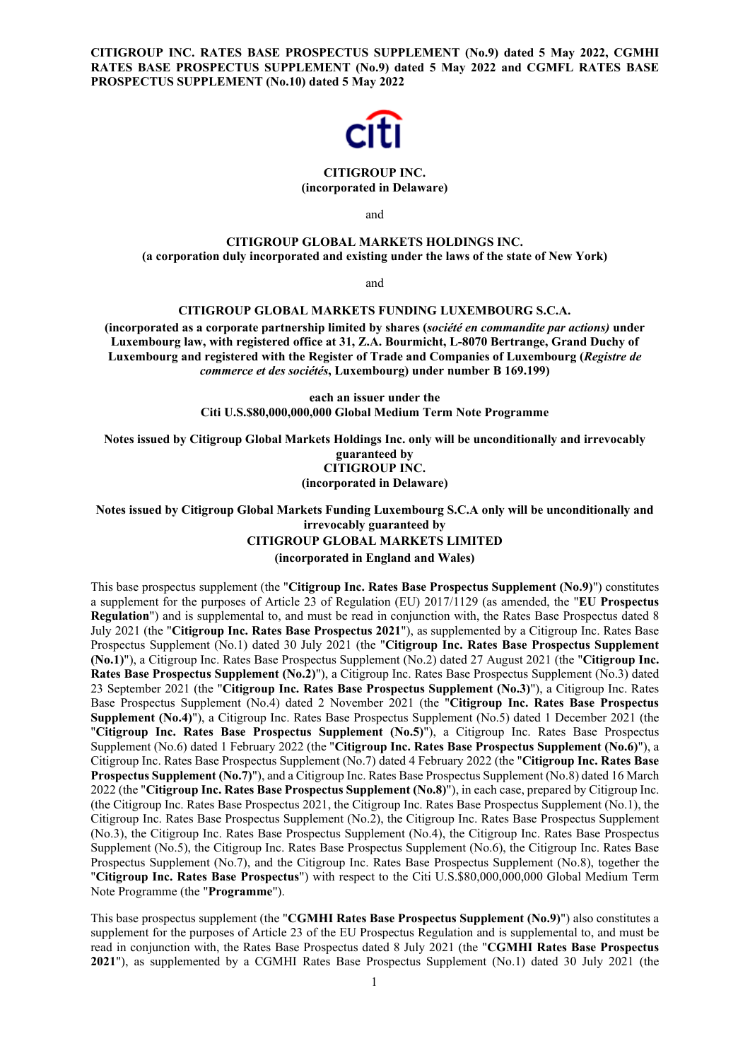**CITIGROUP INC. RATES BASE PROSPECTUS SUPPLEMENT (No.9) dated 5 May 2022, CGMHI RATES BASE PROSPECTUS SUPPLEMENT (No.9) dated 5 May 2022 and CGMFL RATES BASE PROSPECTUS SUPPLEMENT (No.10) dated 5 May 2022**

**CITIGROUP INC.**
**(incorporated in Delaware)**

and

**CITIGROUP GLOBAL MARKETS HOLDINGS INC.**
**(a corporation duly incorporated and existing under the laws of the state of New York)**

and

**CITIGROUP GLOBAL MARKETS FUNDING LUXEMBOURG S.C.A.**

**(incorporated as a corporate partnership limited by shares (*société en commandite par actions)* under Luxembourg law, with registered office at 31, Z.A. Bourmicht, L-8070 Bertrange, Grand Duchy of Luxembourg and registered with the Register of Trade and Companies of Luxembourg (*Registre de commerce et des sociétés*, Luxembourg) under number B 169.199)**

**each an issuer under the**
**Citi U.S.$80,000,000,000 Global Medium Term Note Programme**

**Notes issued by Citigroup Global Markets Holdings Inc. only will be unconditionally and irrevocably guaranteed by**
**CITIGROUP INC.**
**(incorporated in Delaware)**

**Notes issued by Citigroup Global Markets Funding Luxembourg S.C.A only will be unconditionally and irrevocably guaranteed by**
**CITIGROUP GLOBAL MARKETS LIMITED**
**(incorporated in England and Wales)**

This base prospectus supplement (the "**Citigroup Inc. Rates Base Prospectus Supplement (No.9)**") constitutes a supplement for the purposes of Article 23 of Regulation (EU) 2017/1129 (as amended, the "**EU Prospectus Regulation**") and is supplemental to, and must be read in conjunction with, the Rates Base Prospectus dated 8 July 2021 (the "**Citigroup Inc. Rates Base Prospectus 2021**"), as supplemented by a Citigroup Inc. Rates Base Prospectus Supplement (No.1) dated 30 July 2021 (the "**Citigroup Inc. Rates Base Prospectus Supplement (No.1)**"), a Citigroup Inc. Rates Base Prospectus Supplement (No.2) dated 27 August 2021 (the "**Citigroup Inc. Rates Base Prospectus Supplement (No.2)**"), a Citigroup Inc. Rates Base Prospectus Supplement (No.3) dated 23 September 2021 (the "**Citigroup Inc. Rates Base Prospectus Supplement (No.3)**"), a Citigroup Inc. Rates Base Prospectus Supplement (No.4) dated 2 November 2021 (the "**Citigroup Inc. Rates Base Prospectus Supplement (No.4)**"), a Citigroup Inc. Rates Base Prospectus Supplement (No.5) dated 1 December 2021 (the "**Citigroup Inc. Rates Base Prospectus Supplement (No.5)**"), a Citigroup Inc. Rates Base Prospectus Supplement (No.6) dated 1 February 2022 (the "**Citigroup Inc. Rates Base Prospectus Supplement (No.6)**"), a Citigroup Inc. Rates Base Prospectus Supplement (No.7) dated 4 February 2022 (the "**Citigroup Inc. Rates Base Prospectus Supplement (No.7)**"), and a Citigroup Inc. Rates Base Prospectus Supplement (No.8) dated 16 March 2022 (the "**Citigroup Inc. Rates Base Prospectus Supplement (No.8)**"), in each case, prepared by Citigroup Inc. (the Citigroup Inc. Rates Base Prospectus 2021, the Citigroup Inc. Rates Base Prospectus Supplement (No.1), the Citigroup Inc. Rates Base Prospectus Supplement (No.2), the Citigroup Inc. Rates Base Prospectus Supplement (No.3), the Citigroup Inc. Rates Base Prospectus Supplement (No.4), the Citigroup Inc. Rates Base Prospectus Supplement (No.5), the Citigroup Inc. Rates Base Prospectus Supplement (No.6), the Citigroup Inc. Rates Base Prospectus Supplement (No.7), and the Citigroup Inc. Rates Base Prospectus Supplement (No.8), together the "**Citigroup Inc. Rates Base Prospectus**") with respect to the Citi U.S.$80,000,000,000 Global Medium Term Note Programme (the "**Programme**").

This base prospectus supplement (the "**CGMHI Rates Base Prospectus Supplement (No.9)**") also constitutes a supplement for the purposes of Article 23 of the EU Prospectus Regulation and is supplemental to, and must be read in conjunction with, the Rates Base Prospectus dated 8 July 2021 (the "**CGMHI Rates Base Prospectus 2021**"), as supplemented by a CGMHI Rates Base Prospectus Supplement (No.1) dated 30 July 2021 (the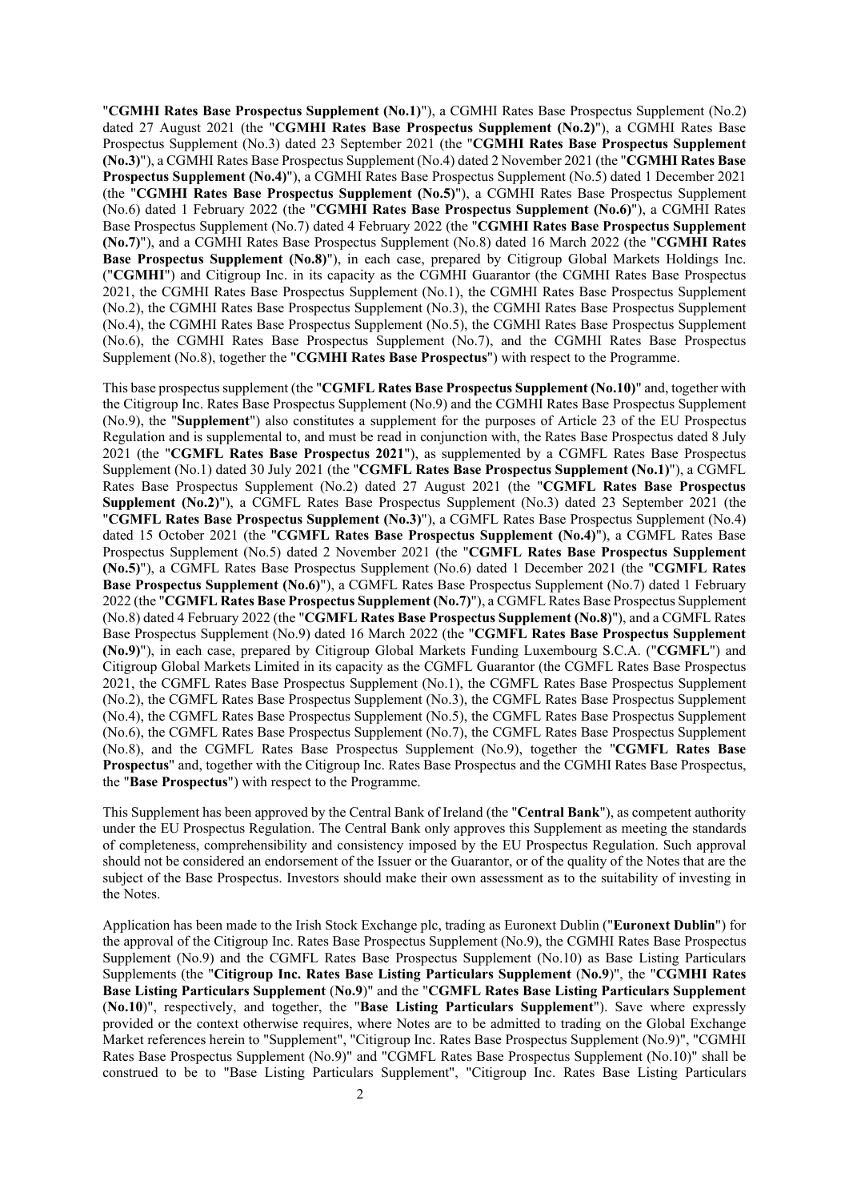"**CGMHI Rates Base Prospectus Supplement (No.1)**"), a CGMHI Rates Base Prospectus Supplement (No.2) dated 27 August 2021 (the "**CGMHI Rates Base Prospectus Supplement (No.2)**"), a CGMHI Rates Base Prospectus Supplement (No.3) dated 23 September 2021 (the "**CGMHI Rates Base Prospectus Supplement (No.3)**"), a CGMHI Rates Base Prospectus Supplement (No.4) dated 2 November 2021 (the "**CGMHI Rates Base Prospectus Supplement (No.4)**"), a CGMHI Rates Base Prospectus Supplement (No.5) dated 1 December 2021 (the "**CGMHI Rates Base Prospectus Supplement (No.5)**"), a CGMHI Rates Base Prospectus Supplement (No.6) dated 1 February 2022 (the "**CGMHI Rates Base Prospectus Supplement (No.6)**"), a CGMHI Rates Base Prospectus Supplement (No.7) dated 4 February 2022 (the "**CGMHI Rates Base Prospectus Supplement (No.7)**"), and a CGMHI Rates Base Prospectus Supplement (No.8) dated 16 March 2022 (the "**CGMHI Rates Base Prospectus Supplement (No.8)**"), in each case, prepared by Citigroup Global Markets Holdings Inc. ("**CGMHI**") and Citigroup Inc. in its capacity as the CGMHI Guarantor (the CGMHI Rates Base Prospectus 2021, the CGMHI Rates Base Prospectus Supplement (No.1), the CGMHI Rates Base Prospectus Supplement (No.2), the CGMHI Rates Base Prospectus Supplement (No.3), the CGMHI Rates Base Prospectus Supplement (No.4), the CGMHI Rates Base Prospectus Supplement (No.5), the CGMHI Rates Base Prospectus Supplement (No.6), the CGMHI Rates Base Prospectus Supplement (No.7), and the CGMHI Rates Base Prospectus Supplement (No.8), together the "**CGMHI Rates Base Prospectus**") with respect to the Programme.

This base prospectus supplement (the "**CGMFL Rates Base Prospectus Supplement (No.10)**" and, together with the Citigroup Inc. Rates Base Prospectus Supplement (No.9) and the CGMHI Rates Base Prospectus Supplement (No.9), the "**Supplement**") also constitutes a supplement for the purposes of Article 23 of the EU Prospectus Regulation and is supplemental to, and must be read in conjunction with, the Rates Base Prospectus dated 8 July 2021 (the "**CGMFL Rates Base Prospectus 2021**"), as supplemented by a CGMFL Rates Base Prospectus Supplement (No.1) dated 30 July 2021 (the "**CGMFL Rates Base Prospectus Supplement (No.1)**"), a CGMFL Rates Base Prospectus Supplement (No.2) dated 27 August 2021 (the "**CGMFL Rates Base Prospectus Supplement (No.2)**"), a CGMFL Rates Base Prospectus Supplement (No.3) dated 23 September 2021 (the "**CGMFL Rates Base Prospectus Supplement (No.3)**"), a CGMFL Rates Base Prospectus Supplement (No.4) dated 15 October 2021 (the "**CGMFL Rates Base Prospectus Supplement (No.4)**"), a CGMFL Rates Base Prospectus Supplement (No.5) dated 2 November 2021 (the "**CGMFL Rates Base Prospectus Supplement (No.5)**"), a CGMFL Rates Base Prospectus Supplement (No.6) dated 1 December 2021 (the "**CGMFL Rates Base Prospectus Supplement (No.6)**"), a CGMFL Rates Base Prospectus Supplement (No.7) dated 1 February 2022 (the "**CGMFL Rates Base Prospectus Supplement (No.7)**"), a CGMFL Rates Base Prospectus Supplement (No.8) dated 4 February 2022 (the "**CGMFL Rates Base Prospectus Supplement (No.8)**"), and a CGMFL Rates Base Prospectus Supplement (No.9) dated 16 March 2022 (the "**CGMFL Rates Base Prospectus Supplement (No.9)**"), in each case, prepared by Citigroup Global Markets Funding Luxembourg S.C.A. ("**CGMFL**") and Citigroup Global Markets Limited in its capacity as the CGMFL Guarantor (the CGMFL Rates Base Prospectus 2021, the CGMFL Rates Base Prospectus Supplement (No.1), the CGMFL Rates Base Prospectus Supplement (No.2), the CGMFL Rates Base Prospectus Supplement (No.3), the CGMFL Rates Base Prospectus Supplement (No.4), the CGMFL Rates Base Prospectus Supplement (No.5), the CGMFL Rates Base Prospectus Supplement (No.6), the CGMFL Rates Base Prospectus Supplement (No.7), the CGMFL Rates Base Prospectus Supplement (No.8), and the CGMFL Rates Base Prospectus Supplement (No.9), together the "**CGMFL Rates Base Prospectus**" and, together with the Citigroup Inc. Rates Base Prospectus and the CGMHI Rates Base Prospectus, the "**Base Prospectus**") with respect to the Programme.

This Supplement has been approved by the Central Bank of Ireland (the "**Central Bank**"), as competent authority under the EU Prospectus Regulation. The Central Bank only approves this Supplement as meeting the standards of completeness, comprehensibility and consistency imposed by the EU Prospectus Regulation. Such approval should not be considered an endorsement of the Issuer or the Guarantor, or of the quality of the Notes that are the subject of the Base Prospectus. Investors should make their own assessment as to the suitability of investing in the Notes.

Application has been made to the Irish Stock Exchange plc, trading as Euronext Dublin ("**Euronext Dublin**") for the approval of the Citigroup Inc. Rates Base Prospectus Supplement (No.9), the CGMHI Rates Base Prospectus Supplement (No.9) and the CGMFL Rates Base Prospectus Supplement (No.10) as Base Listing Particulars Supplements (the "**Citigroup Inc. Rates Base Listing Particulars Supplement (No.9)**", the "**CGMHI Rates Base Listing Particulars Supplement (No.9)**" and the "**CGMFL Rates Base Listing Particulars Supplement (No.10)**", respectively, and together, the "**Base Listing Particulars Supplement**"). Save where expressly provided or the context otherwise requires, where Notes are to be admitted to trading on the Global Exchange Market references herein to "Supplement", "Citigroup Inc. Rates Base Prospectus Supplement (No.9)", "CGMHI Rates Base Prospectus Supplement (No.9)" and "CGMFL Rates Base Prospectus Supplement (No.10)" shall be construed to be to "Base Listing Particulars Supplement", "Citigroup Inc. Rates Base Listing Particulars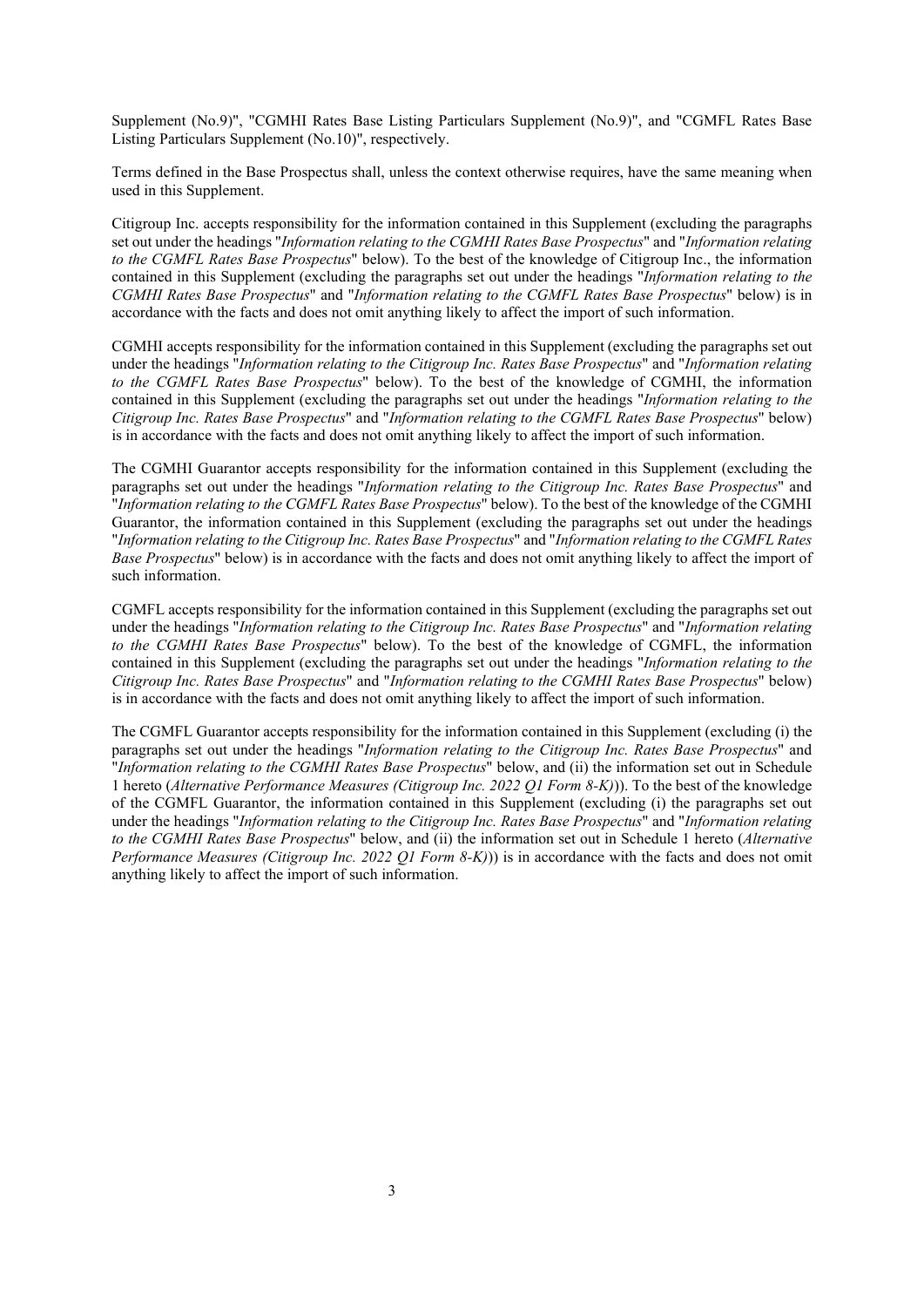Supplement (No.9)", "CGMHI Rates Base Listing Particulars Supplement (No.9)", and "CGMFL Rates Base Listing Particulars Supplement (No.10)", respectively.

Terms defined in the Base Prospectus shall, unless the context otherwise requires, have the same meaning when used in this Supplement.

Citigroup Inc. accepts responsibility for the information contained in this Supplement (excluding the paragraphs set out under the headings "*Information relating to the CGMHI Rates Base Prospectus*" and "*Information relating to the CGMFL Rates Base Prospectus*" below). To the best of the knowledge of Citigroup Inc., the information contained in this Supplement (excluding the paragraphs set out under the headings "*Information relating to the CGMHI Rates Base Prospectus*" and "*Information relating to the CGMFL Rates Base Prospectus*" below) is in accordance with the facts and does not omit anything likely to affect the import of such information.

CGMHI accepts responsibility for the information contained in this Supplement (excluding the paragraphs set out under the headings "*Information relating to the Citigroup Inc. Rates Base Prospectus*" and "*Information relating to the CGMFL Rates Base Prospectus*" below). To the best of the knowledge of CGMHI, the information contained in this Supplement (excluding the paragraphs set out under the headings "*Information relating to the Citigroup Inc. Rates Base Prospectus*" and "*Information relating to the CGMFL Rates Base Prospectus*" below) is in accordance with the facts and does not omit anything likely to affect the import of such information.

The CGMHI Guarantor accepts responsibility for the information contained in this Supplement (excluding the paragraphs set out under the headings "*Information relating to the Citigroup Inc. Rates Base Prospectus*" and "*Information relating to the CGMFL Rates Base Prospectus*" below). To the best of the knowledge of the CGMHI Guarantor, the information contained in this Supplement (excluding the paragraphs set out under the headings "*Information relating to the Citigroup Inc. Rates Base Prospectus*" and "*Information relating to the CGMFL Rates Base Prospectus*" below) is in accordance with the facts and does not omit anything likely to affect the import of such information.

CGMFL accepts responsibility for the information contained in this Supplement (excluding the paragraphs set out under the headings "*Information relating to the Citigroup Inc. Rates Base Prospectus*" and "*Information relating to the CGMHI Rates Base Prospectus*" below). To the best of the knowledge of CGMFL, the information contained in this Supplement (excluding the paragraphs set out under the headings "*Information relating to the Citigroup Inc. Rates Base Prospectus*" and "*Information relating to the CGMHI Rates Base Prospectus*" below) is in accordance with the facts and does not omit anything likely to affect the import of such information.

The CGMFL Guarantor accepts responsibility for the information contained in this Supplement (excluding (i) the paragraphs set out under the headings "*Information relating to the Citigroup Inc. Rates Base Prospectus*" and "*Information relating to the CGMHI Rates Base Prospectus*" below, and (ii) the information set out in Schedule 1 hereto (*Alternative Performance Measures (Citigroup Inc. 2022 Q1 Form 8-K)*)). To the best of the knowledge of the CGMFL Guarantor, the information contained in this Supplement (excluding (i) the paragraphs set out under the headings "*Information relating to the Citigroup Inc. Rates Base Prospectus*" and "*Information relating to the CGMHI Rates Base Prospectus*" below, and (ii) the information set out in Schedule 1 hereto (*Alternative Performance Measures (Citigroup Inc. 2022 Q1 Form 8-K)*)) is in accordance with the facts and does not omit anything likely to affect the import of such information.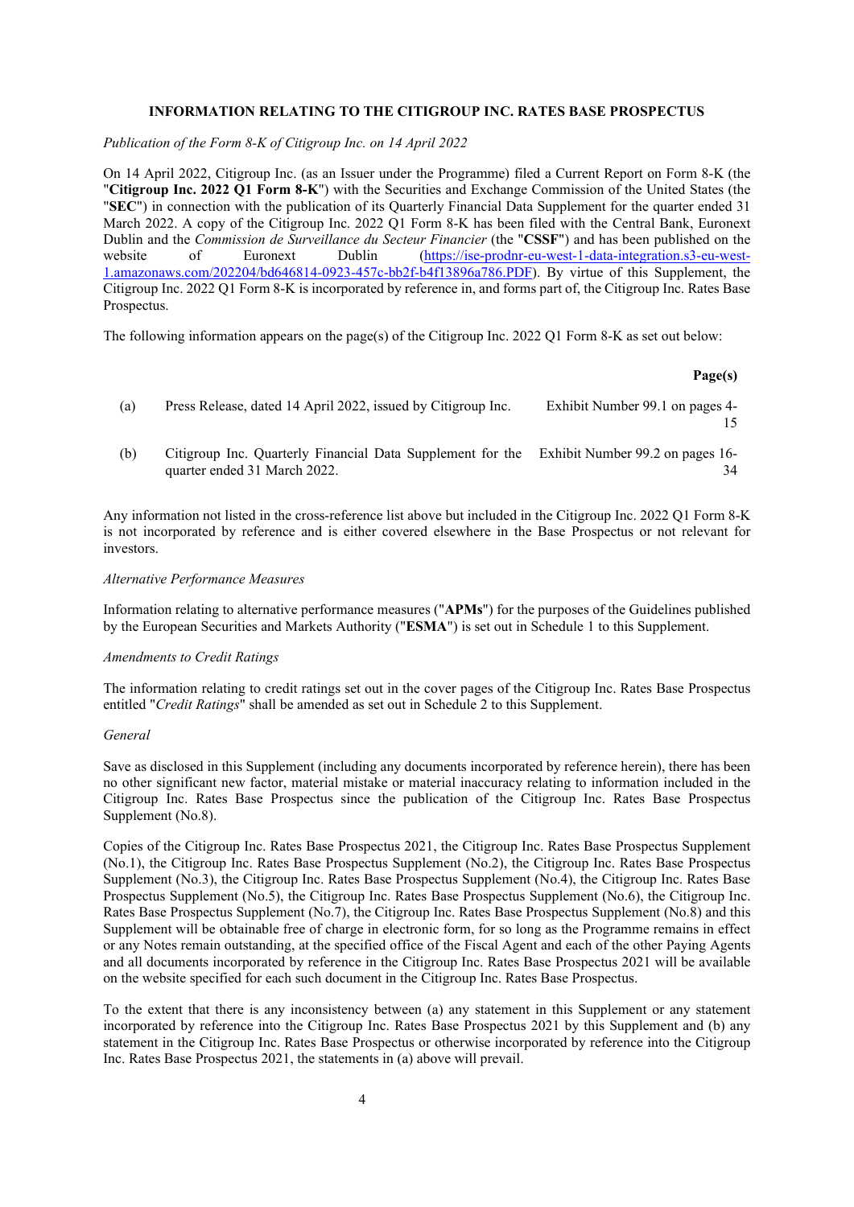## INFORMATION RELATING TO THE CITIGROUP INC. RATES BASE PROSPECTUS

*Publication of the Form 8-K of Citigroup Inc. on 14 April 2022*

On 14 April 2022, Citigroup Inc. (as an Issuer under the Programme) filed a Current Report on Form 8-K (the "**Citigroup Inc. 2022 Q1 Form 8-K**") with the Securities and Exchange Commission of the United States (the "**SEC**") in connection with the publication of its Quarterly Financial Data Supplement for the quarter ended 31 March 2022. A copy of the Citigroup Inc. 2022 Q1 Form 8-K has been filed with the Central Bank, Euronext Dublin and the *Commission de Surveillance du Secteur Financier* (the "**CSSF**") and has been published on the website of Euronext Dublin (https://ise-prodnr-eu-west-1-data-integration.s3-eu-west-1.amazonaws.com/202204/bd646814-0923-457c-bb2f-b4f13896a786.PDF). By virtue of this Supplement, the Citigroup Inc. 2022 Q1 Form 8-K is incorporated by reference in, and forms part of, the Citigroup Inc. Rates Base Prospectus.

The following information appears on the page(s) of the Citigroup Inc. 2022 Q1 Form 8-K as set out below:

| | | **Page(s)** |
|---|---|---|
| (a) | Press Release, dated 14 April 2022, issued by Citigroup Inc. | Exhibit Number 99.1 on pages 4-15 |
| (b) | Citigroup Inc. Quarterly Financial Data Supplement for the quarter ended 31 March 2022. | Exhibit Number 99.2 on pages 16-34 |

Any information not listed in the cross-reference list above but included in the Citigroup Inc. 2022 Q1 Form 8-K is not incorporated by reference and is either covered elsewhere in the Base Prospectus or not relevant for investors.

*Alternative Performance Measures*

Information relating to alternative performance measures ("**APMs**") for the purposes of the Guidelines published by the European Securities and Markets Authority ("**ESMA**") is set out in Schedule 1 to this Supplement.

*Amendments to Credit Ratings*

The information relating to credit ratings set out in the cover pages of the Citigroup Inc. Rates Base Prospectus entitled "*Credit Ratings*" shall be amended as set out in Schedule 2 to this Supplement.

*General*

Save as disclosed in this Supplement (including any documents incorporated by reference herein), there has been no other significant new factor, material mistake or material inaccuracy relating to information included in the Citigroup Inc. Rates Base Prospectus since the publication of the Citigroup Inc. Rates Base Prospectus Supplement (No.8).

Copies of the Citigroup Inc. Rates Base Prospectus 2021, the Citigroup Inc. Rates Base Prospectus Supplement (No.1), the Citigroup Inc. Rates Base Prospectus Supplement (No.2), the Citigroup Inc. Rates Base Prospectus Supplement (No.3), the Citigroup Inc. Rates Base Prospectus Supplement (No.4), the Citigroup Inc. Rates Base Prospectus Supplement (No.5), the Citigroup Inc. Rates Base Prospectus Supplement (No.6), the Citigroup Inc. Rates Base Prospectus Supplement (No.7), the Citigroup Inc. Rates Base Prospectus Supplement (No.8) and this Supplement will be obtainable free of charge in electronic form, for so long as the Programme remains in effect or any Notes remain outstanding, at the specified office of the Fiscal Agent and each of the other Paying Agents and all documents incorporated by reference in the Citigroup Inc. Rates Base Prospectus 2021 will be available on the website specified for each such document in the Citigroup Inc. Rates Base Prospectus.

To the extent that there is any inconsistency between (a) any statement in this Supplement or any statement incorporated by reference into the Citigroup Inc. Rates Base Prospectus 2021 by this Supplement and (b) any statement in the Citigroup Inc. Rates Base Prospectus or otherwise incorporated by reference into the Citigroup Inc. Rates Base Prospectus 2021, the statements in (a) above will prevail.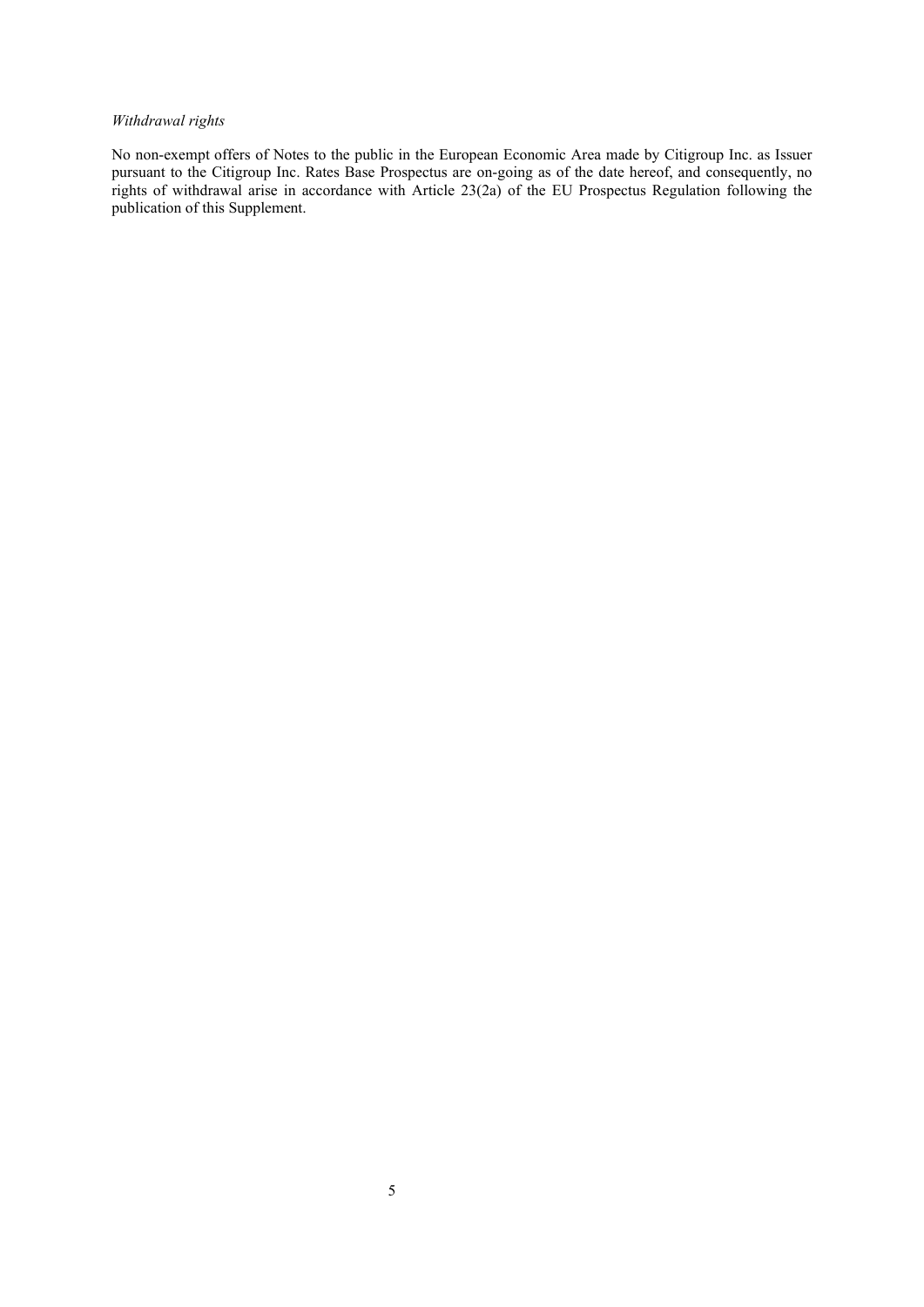*Withdrawal rights*

No non-exempt offers of Notes to the public in the European Economic Area made by Citigroup Inc. as Issuer pursuant to the Citigroup Inc. Rates Base Prospectus are on-going as of the date hereof, and consequently, no rights of withdrawal arise in accordance with Article 23(2a) of the EU Prospectus Regulation following the publication of this Supplement.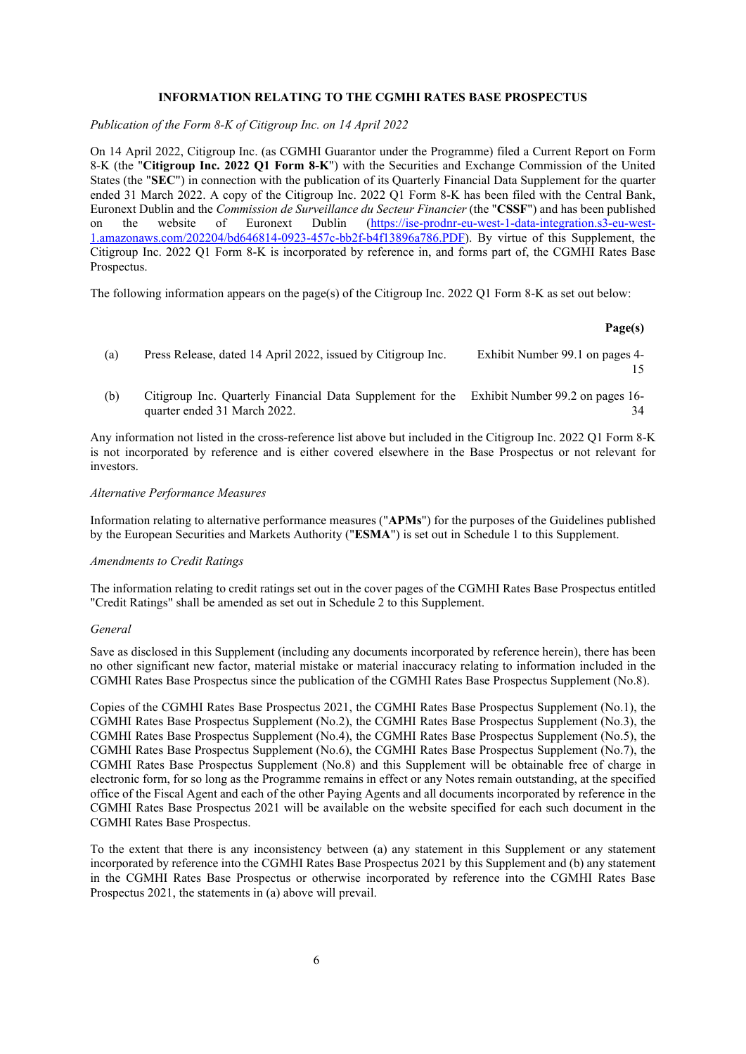## INFORMATION RELATING TO THE CGMHI RATES BASE PROSPECTUS

*Publication of the Form 8-K of Citigroup Inc. on 14 April 2022*

On 14 April 2022, Citigroup Inc. (as CGMHI Guarantor under the Programme) filed a Current Report on Form 8-K (the "**Citigroup Inc. 2022 Q1 Form 8-K**") with the Securities and Exchange Commission of the United States (the "**SEC**") in connection with the publication of its Quarterly Financial Data Supplement for the quarter ended 31 March 2022. A copy of the Citigroup Inc. 2022 Q1 Form 8-K has been filed with the Central Bank, Euronext Dublin and the *Commission de Surveillance du Secteur Financier* (the "**CSSF**") and has been published on the website of Euronext Dublin (https://ise-prodnr-eu-west-1-data-integration.s3-eu-west-1.amazonaws.com/202204/bd646814-0923-457c-bb2f-b4f13896a786.PDF). By virtue of this Supplement, the Citigroup Inc. 2022 Q1 Form 8-K is incorporated by reference in, and forms part of, the CGMHI Rates Base Prospectus.

The following information appears on the page(s) of the Citigroup Inc. 2022 Q1 Form 8-K as set out below:

| | | **Page(s)** |
|---|---|---|
| (a) | Press Release, dated 14 April 2022, issued by Citigroup Inc. | Exhibit Number 99.1 on pages 4-15 |
| (b) | Citigroup Inc. Quarterly Financial Data Supplement for the quarter ended 31 March 2022. | Exhibit Number 99.2 on pages 16-34 |

Any information not listed in the cross-reference list above but included in the Citigroup Inc. 2022 Q1 Form 8-K is not incorporated by reference and is either covered elsewhere in the Base Prospectus or not relevant for investors.

*Alternative Performance Measures*

Information relating to alternative performance measures ("**APMs**") for the purposes of the Guidelines published by the European Securities and Markets Authority ("**ESMA**") is set out in Schedule 1 to this Supplement.

*Amendments to Credit Ratings*

The information relating to credit ratings set out in the cover pages of the CGMHI Rates Base Prospectus entitled "Credit Ratings" shall be amended as set out in Schedule 2 to this Supplement.

*General*

Save as disclosed in this Supplement (including any documents incorporated by reference herein), there has been no other significant new factor, material mistake or material inaccuracy relating to information included in the CGMHI Rates Base Prospectus since the publication of the CGMHI Rates Base Prospectus Supplement (No.8).

Copies of the CGMHI Rates Base Prospectus 2021, the CGMHI Rates Base Prospectus Supplement (No.1), the CGMHI Rates Base Prospectus Supplement (No.2), the CGMHI Rates Base Prospectus Supplement (No.3), the CGMHI Rates Base Prospectus Supplement (No.4), the CGMHI Rates Base Prospectus Supplement (No.5), the CGMHI Rates Base Prospectus Supplement (No.6), the CGMHI Rates Base Prospectus Supplement (No.7), the CGMHI Rates Base Prospectus Supplement (No.8) and this Supplement will be obtainable free of charge in electronic form, for so long as the Programme remains in effect or any Notes remain outstanding, at the specified office of the Fiscal Agent and each of the other Paying Agents and all documents incorporated by reference in the CGMHI Rates Base Prospectus 2021 will be available on the website specified for each such document in the CGMHI Rates Base Prospectus.

To the extent that there is any inconsistency between (a) any statement in this Supplement or any statement incorporated by reference into the CGMHI Rates Base Prospectus 2021 by this Supplement and (b) any statement in the CGMHI Rates Base Prospectus or otherwise incorporated by reference into the CGMHI Rates Base Prospectus 2021, the statements in (a) above will prevail.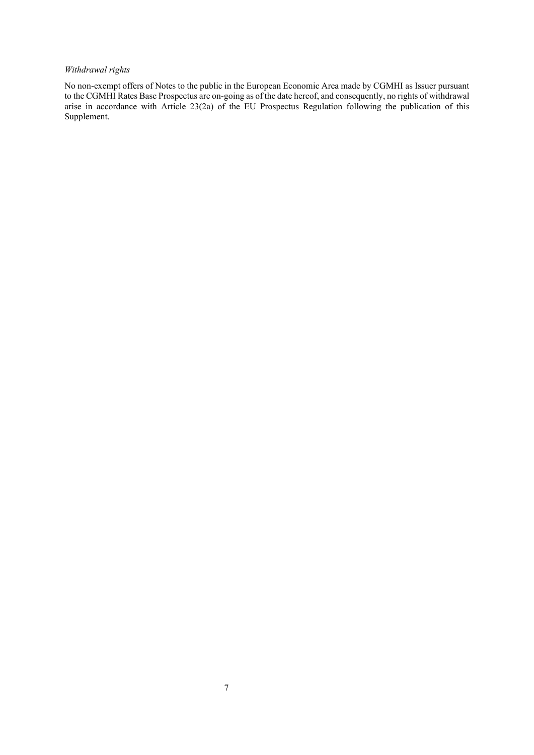*Withdrawal rights*

No non-exempt offers of Notes to the public in the European Economic Area made by CGMHI as Issuer pursuant to the CGMHI Rates Base Prospectus are on-going as of the date hereof, and consequently, no rights of withdrawal arise in accordance with Article 23(2a) of the EU Prospectus Regulation following the publication of this Supplement.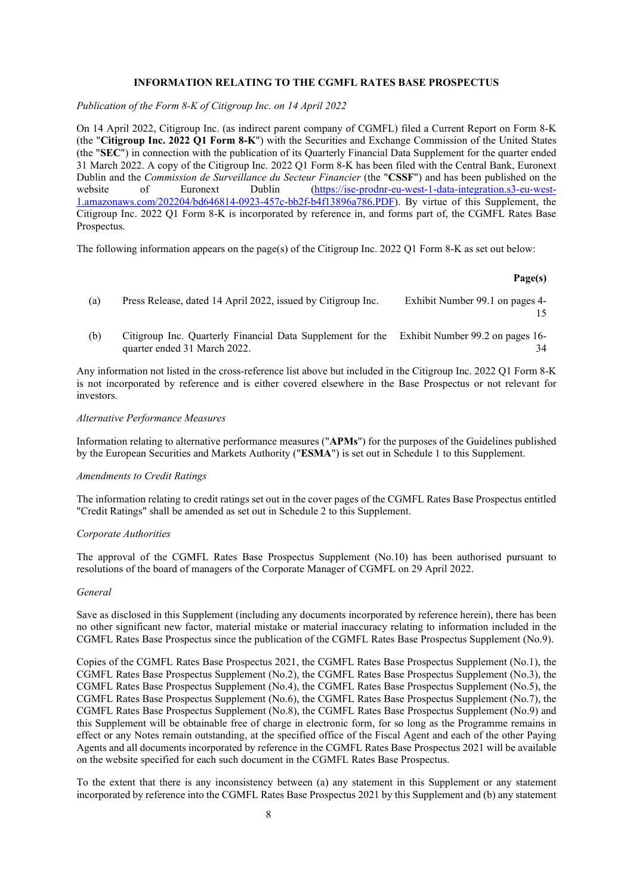## INFORMATION RELATING TO THE CGMFL RATES BASE PROSPECTUS

*Publication of the Form 8-K of Citigroup Inc. on 14 April 2022*

On 14 April 2022, Citigroup Inc. (as indirect parent company of CGMFL) filed a Current Report on Form 8-K (the "**Citigroup Inc. 2022 Q1 Form 8-K**") with the Securities and Exchange Commission of the United States (the "**SEC**") in connection with the publication of its Quarterly Financial Data Supplement for the quarter ended 31 March 2022. A copy of the Citigroup Inc. 2022 Q1 Form 8-K has been filed with the Central Bank, Euronext Dublin and the *Commission de Surveillance du Secteur Financier* (the "**CSSF**") and has been published on the website of Euronext Dublin (https://ise-prodnr-eu-west-1-data-integration.s3-eu-west-1.amazonaws.com/202204/bd646814-0923-457c-bb2f-b4f13896a786.PDF). By virtue of this Supplement, the Citigroup Inc. 2022 Q1 Form 8-K is incorporated by reference in, and forms part of, the CGMFL Rates Base Prospectus.

The following information appears on the page(s) of the Citigroup Inc. 2022 Q1 Form 8-K as set out below:

| | | **Page(s)** |
|---|---|---|
| (a) | Press Release, dated 14 April 2022, issued by Citigroup Inc. | Exhibit Number 99.1 on pages 4-15 |
| (b) | Citigroup Inc. Quarterly Financial Data Supplement for the quarter ended 31 March 2022. | Exhibit Number 99.2 on pages 16-34 |

Any information not listed in the cross-reference list above but included in the Citigroup Inc. 2022 Q1 Form 8-K is not incorporated by reference and is either covered elsewhere in the Base Prospectus or not relevant for investors.

*Alternative Performance Measures*

Information relating to alternative performance measures ("**APMs**") for the purposes of the Guidelines published by the European Securities and Markets Authority ("**ESMA**") is set out in Schedule 1 to this Supplement.

*Amendments to Credit Ratings*

The information relating to credit ratings set out in the cover pages of the CGMFL Rates Base Prospectus entitled "Credit Ratings" shall be amended as set out in Schedule 2 to this Supplement.

*Corporate Authorities*

The approval of the CGMFL Rates Base Prospectus Supplement (No.10) has been authorised pursuant to resolutions of the board of managers of the Corporate Manager of CGMFL on 29 April 2022.

*General*

Save as disclosed in this Supplement (including any documents incorporated by reference herein), there has been no other significant new factor, material mistake or material inaccuracy relating to information included in the CGMFL Rates Base Prospectus since the publication of the CGMFL Rates Base Prospectus Supplement (No.9).

Copies of the CGMFL Rates Base Prospectus 2021, the CGMFL Rates Base Prospectus Supplement (No.1), the CGMFL Rates Base Prospectus Supplement (No.2), the CGMFL Rates Base Prospectus Supplement (No.3), the CGMFL Rates Base Prospectus Supplement (No.4), the CGMFL Rates Base Prospectus Supplement (No.5), the CGMFL Rates Base Prospectus Supplement (No.6), the CGMFL Rates Base Prospectus Supplement (No.7), the CGMFL Rates Base Prospectus Supplement (No.8), the CGMFL Rates Base Prospectus Supplement (No.9) and this Supplement will be obtainable free of charge in electronic form, for so long as the Programme remains in effect or any Notes remain outstanding, at the specified office of the Fiscal Agent and each of the other Paying Agents and all documents incorporated by reference in the CGMFL Rates Base Prospectus 2021 will be available on the website specified for each such document in the CGMFL Rates Base Prospectus.

To the extent that there is any inconsistency between (a) any statement in this Supplement or any statement incorporated by reference into the CGMFL Rates Base Prospectus 2021 by this Supplement and (b) any statement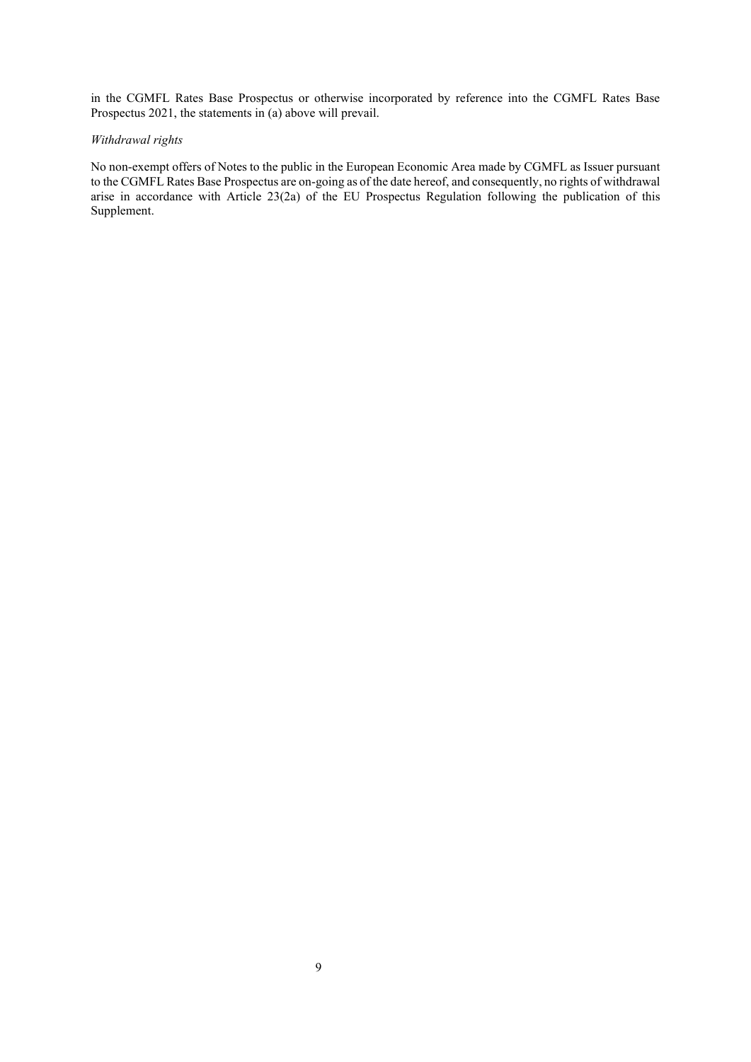in the CGMFL Rates Base Prospectus or otherwise incorporated by reference into the CGMFL Rates Base Prospectus 2021, the statements in (a) above will prevail.

*Withdrawal rights*

No non-exempt offers of Notes to the public in the European Economic Area made by CGMFL as Issuer pursuant to the CGMFL Rates Base Prospectus are on-going as of the date hereof, and consequently, no rights of withdrawal arise in accordance with Article 23(2a) of the EU Prospectus Regulation following the publication of this Supplement.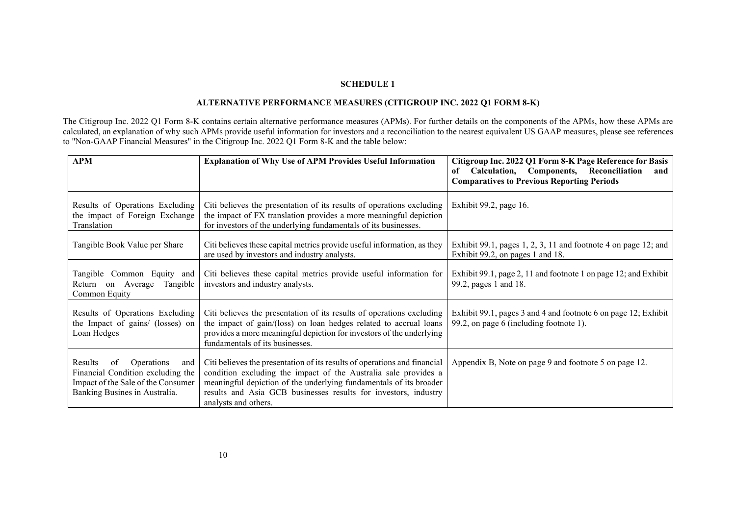**SCHEDULE 1**

**ALTERNATIVE PERFORMANCE MEASURES (CITIGROUP INC. 2022 Q1 FORM 8-K)**

The Citigroup Inc. 2022 Q1 Form 8-K contains certain alternative performance measures (APMs). For further details on the components of the APMs, how these APMs are calculated, an explanation of why such APMs provide useful information for investors and a reconciliation to the nearest equivalent US GAAP measures, please see references to "Non-GAAP Financial Measures" in the Citigroup Inc. 2022 Q1 Form 8-K and the table below:

| APM | Explanation of Why Use of APM Provides Useful Information | Citigroup Inc. 2022 Q1 Form 8-K Page Reference for Basis of Calculation, Components, Reconciliation and Comparatives to Previous Reporting Periods |
|---|---|---|
| Results of Operations Excluding the impact of Foreign Exchange Translation | Citi believes the presentation of its results of operations excluding the impact of FX translation provides a more meaningful depiction for investors of the underlying fundamentals of its businesses. | Exhibit 99.2, page 16. |
| Tangible Book Value per Share | Citi believes these capital metrics provide useful information, as they are used by investors and industry analysts. | Exhibit 99.1, pages 1, 2, 3, 11 and footnote 4 on page 12; and Exhibit 99.2, on pages 1 and 18. |
| Tangible Common Equity and Return on Average Tangible Common Equity | Citi believes these capital metrics provide useful information for investors and industry analysts. | Exhibit 99.1, page 2, 11 and footnote 1 on page 12; and Exhibit 99.2, pages 1 and 18. |
| Results of Operations Excluding the Impact of gains/ (losses) on Loan Hedges | Citi believes the presentation of its results of operations excluding the impact of gain/(loss) on loan hedges related to accrual loans provides a more meaningful depiction for investors of the underlying fundamentals of its businesses. | Exhibit 99.1, pages 3 and 4 and footnote 6 on page 12; Exhibit 99.2, on page 6 (including footnote 1). |
| Results of Operations and Financial Condition excluding the Impact of the Sale of the Consumer Banking Busines in Australia. | Citi believes the presentation of its results of operations and financial condition excluding the impact of the Australia sale provides a meaningful depiction of the underlying fundamentals of its broader results and Asia GCB businesses results for investors, industry analysts and others. | Appendix B, Note on page 9 and footnote 5 on page 12. |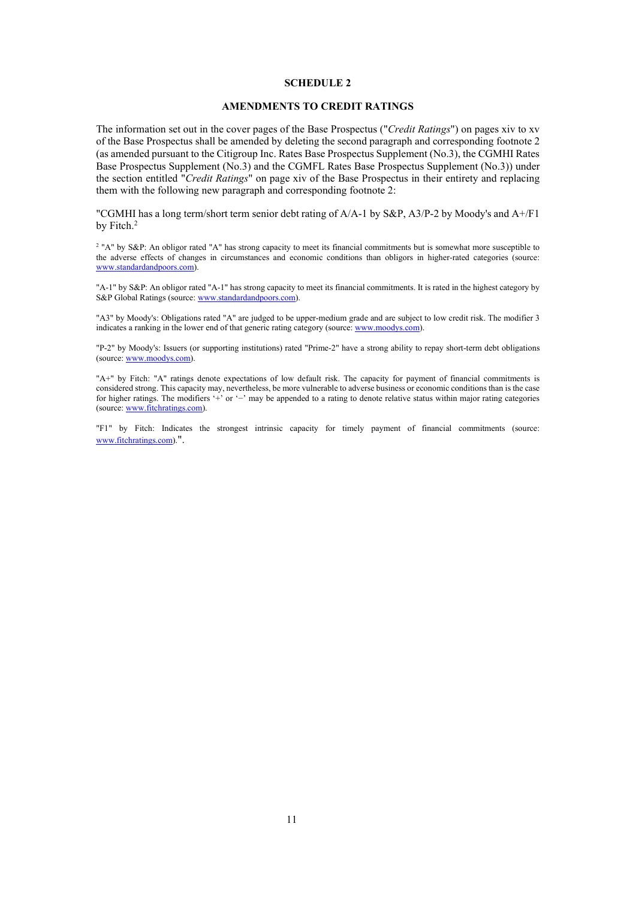## SCHEDULE 2

## AMENDMENTS TO CREDIT RATINGS

The information set out in the cover pages of the Base Prospectus ("*Credit Ratings*") on pages xiv to xv of the Base Prospectus shall be amended by deleting the second paragraph and corresponding footnote 2 (as amended pursuant to the Citigroup Inc. Rates Base Prospectus Supplement (No.3), the CGMHI Rates Base Prospectus Supplement (No.3) and the CGMFL Rates Base Prospectus Supplement (No.3)) under the section entitled "*Credit Ratings*" on page xiv of the Base Prospectus in their entirety and replacing them with the following new paragraph and corresponding footnote 2:

"CGMHI has a long term/short term senior debt rating of A/A-1 by S&P, A3/P-2 by Moody's and A+/F1 by Fitch.[2]

[2] "A" by S&P: An obligor rated "A" has strong capacity to meet its financial commitments but is somewhat more susceptible to the adverse effects of changes in circumstances and economic conditions than obligors in higher-rated categories (source: www.standardandpoors.com).

"A-1" by S&P: An obligor rated "A-1" has strong capacity to meet its financial commitments. It is rated in the highest category by S&P Global Ratings (source: www.standardandpoors.com).

"A3" by Moody's: Obligations rated "A" are judged to be upper-medium grade and are subject to low credit risk. The modifier 3 indicates a ranking in the lower end of that generic rating category (source: www.moodys.com).

"P-2" by Moody's: Issuers (or supporting institutions) rated "Prime-2" have a strong ability to repay short-term debt obligations (source: www.moodys.com).

"A+" by Fitch: "A" ratings denote expectations of low default risk. The capacity for payment of financial commitments is considered strong. This capacity may, nevertheless, be more vulnerable to adverse business or economic conditions than is the case for higher ratings. The modifiers '+' or '−' may be appended to a rating to denote relative status within major rating categories (source: www.fitchratings.com).

"F1" by Fitch: Indicates the strongest intrinsic capacity for timely payment of financial commitments (source: www.fitchratings.com).".